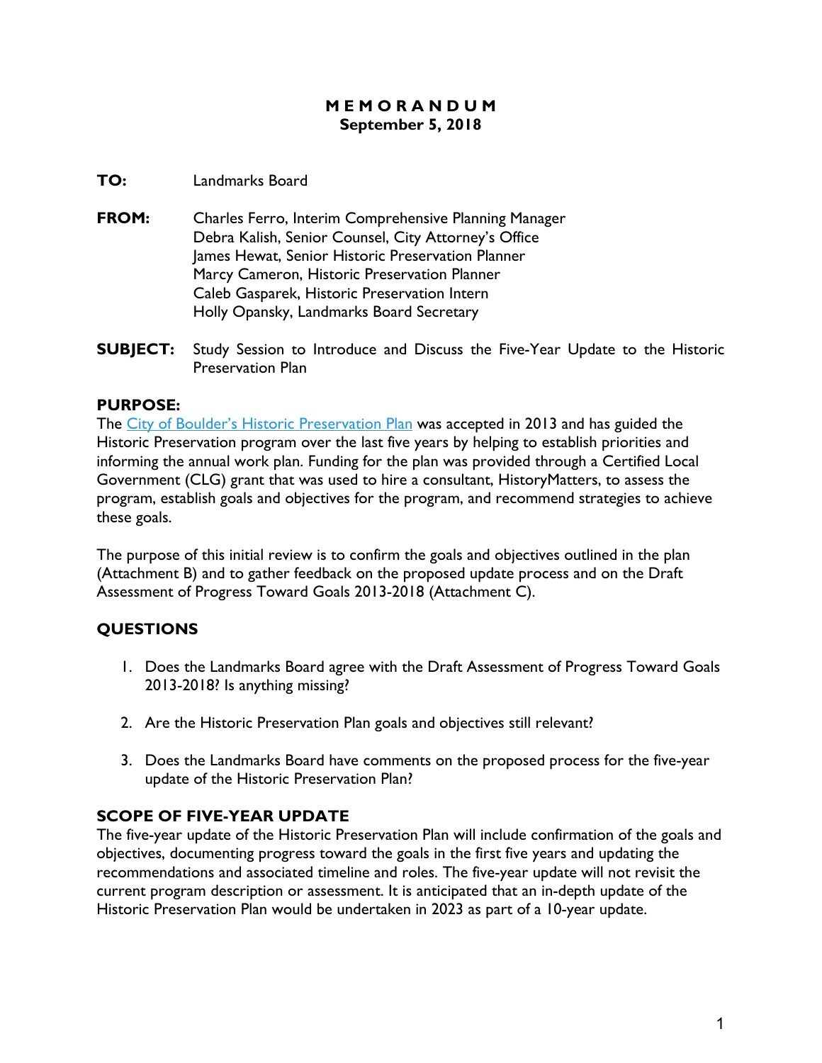# MEMORANDUM
**September 5, 2018**

**TO:** Landmarks Board

**FROM:** Charles Ferro, Interim Comprehensive Planning Manager
Debra Kalish, Senior Counsel, City Attorney's Office
James Hewat, Senior Historic Preservation Planner
Marcy Cameron, Historic Preservation Planner
Caleb Gasparek, Historic Preservation Intern
Holly Opansky, Landmarks Board Secretary

**SUBJECT:** Study Session to Introduce and Discuss the Five-Year Update to the Historic Preservation Plan

## PURPOSE:

The City of Boulder's Historic Preservation Plan was accepted in 2013 and has guided the Historic Preservation program over the last five years by helping to establish priorities and informing the annual work plan. Funding for the plan was provided through a Certified Local Government (CLG) grant that was used to hire a consultant, HistoryMatters, to assess the program, establish goals and objectives for the program, and recommend strategies to achieve these goals.

The purpose of this initial review is to confirm the goals and objectives outlined in the plan (Attachment B) and to gather feedback on the proposed update process and on the Draft Assessment of Progress Toward Goals 2013-2018 (Attachment C).

## QUESTIONS

1. Does the Landmarks Board agree with the Draft Assessment of Progress Toward Goals 2013-2018? Is anything missing?
2. Are the Historic Preservation Plan goals and objectives still relevant?
3. Does the Landmarks Board have comments on the proposed process for the five-year update of the Historic Preservation Plan?

## SCOPE OF FIVE-YEAR UPDATE

The five-year update of the Historic Preservation Plan will include confirmation of the goals and objectives, documenting progress toward the goals in the first five years and updating the recommendations and associated timeline and roles. The five-year update will not revisit the current program description or assessment. It is anticipated that an in-depth update of the Historic Preservation Plan would be undertaken in 2023 as part of a 10-year update.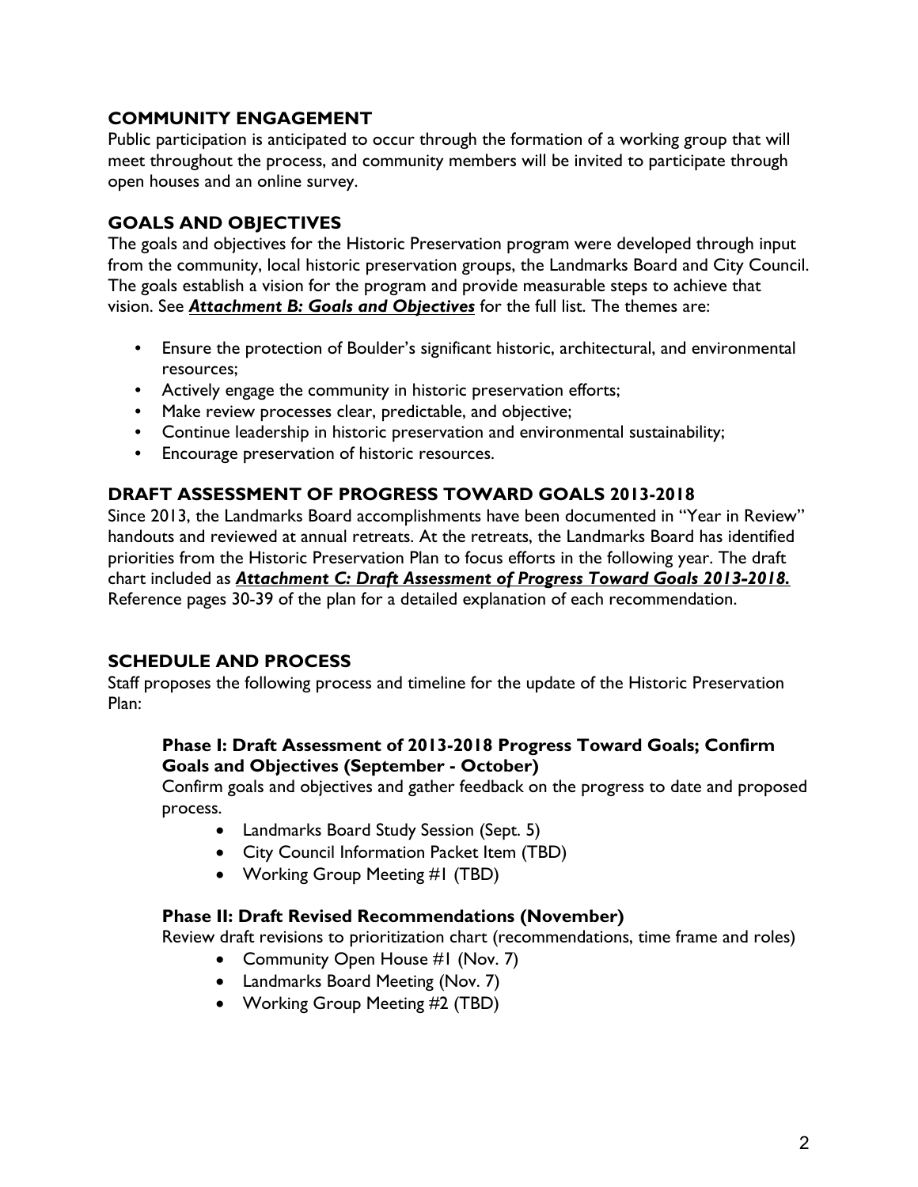## COMMUNITY ENGAGEMENT

Public participation is anticipated to occur through the formation of a working group that will meet throughout the process, and community members will be invited to participate through open houses and an online survey.

## GOALS AND OBJECTIVES

The goals and objectives for the Historic Preservation program were developed through input from the community, local historic preservation groups, the Landmarks Board and City Council. The goals establish a vision for the program and provide measurable steps to achieve that vision. See ***Attachment B: Goals and Objectives*** for the full list. The themes are:

- Ensure the protection of Boulder's significant historic, architectural, and environmental resources;
- Actively engage the community in historic preservation efforts;
- Make review processes clear, predictable, and objective;
- Continue leadership in historic preservation and environmental sustainability;
- Encourage preservation of historic resources.

## DRAFT ASSESSMENT OF PROGRESS TOWARD GOALS 2013-2018

Since 2013, the Landmarks Board accomplishments have been documented in "Year in Review" handouts and reviewed at annual retreats. At the retreats, the Landmarks Board has identified priorities from the Historic Preservation Plan to focus efforts in the following year. The draft chart included as ***Attachment C: Draft Assessment of Progress Toward Goals 2013-2018.*** Reference pages 30-39 of the plan for a detailed explanation of each recommendation.

## SCHEDULE AND PROCESS

Staff proposes the following process and timeline for the update of the Historic Preservation Plan:

### Phase I: Draft Assessment of 2013-2018 Progress Toward Goals; Confirm Goals and Objectives (September - October)

Confirm goals and objectives and gather feedback on the progress to date and proposed process.

- Landmarks Board Study Session (Sept. 5)
- City Council Information Packet Item (TBD)
- Working Group Meeting #1 (TBD)

### Phase II: Draft Revised Recommendations (November)

Review draft revisions to prioritization chart (recommendations, time frame and roles)

- Community Open House #1 (Nov. 7)
- Landmarks Board Meeting (Nov. 7)
- Working Group Meeting #2 (TBD)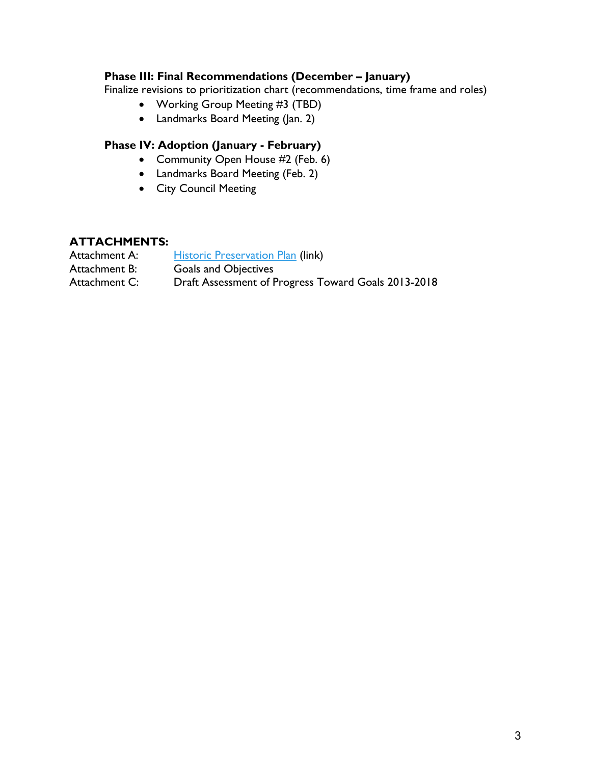**Phase III: Final Recommendations (December – January)**

Finalize revisions to prioritization chart (recommendations, time frame and roles)

- Working Group Meeting #3 (TBD)
- Landmarks Board Meeting (Jan. 2)

**Phase IV: Adoption (January - February)**

- Community Open House #2 (Feb. 6)
- Landmarks Board Meeting (Feb. 2)
- City Council Meeting

## ATTACHMENTS:

| | |
|---|---|
| Attachment A: | Historic Preservation Plan (link) |
| Attachment B: | Goals and Objectives |
| Attachment C: | Draft Assessment of Progress Toward Goals 2013-2018 |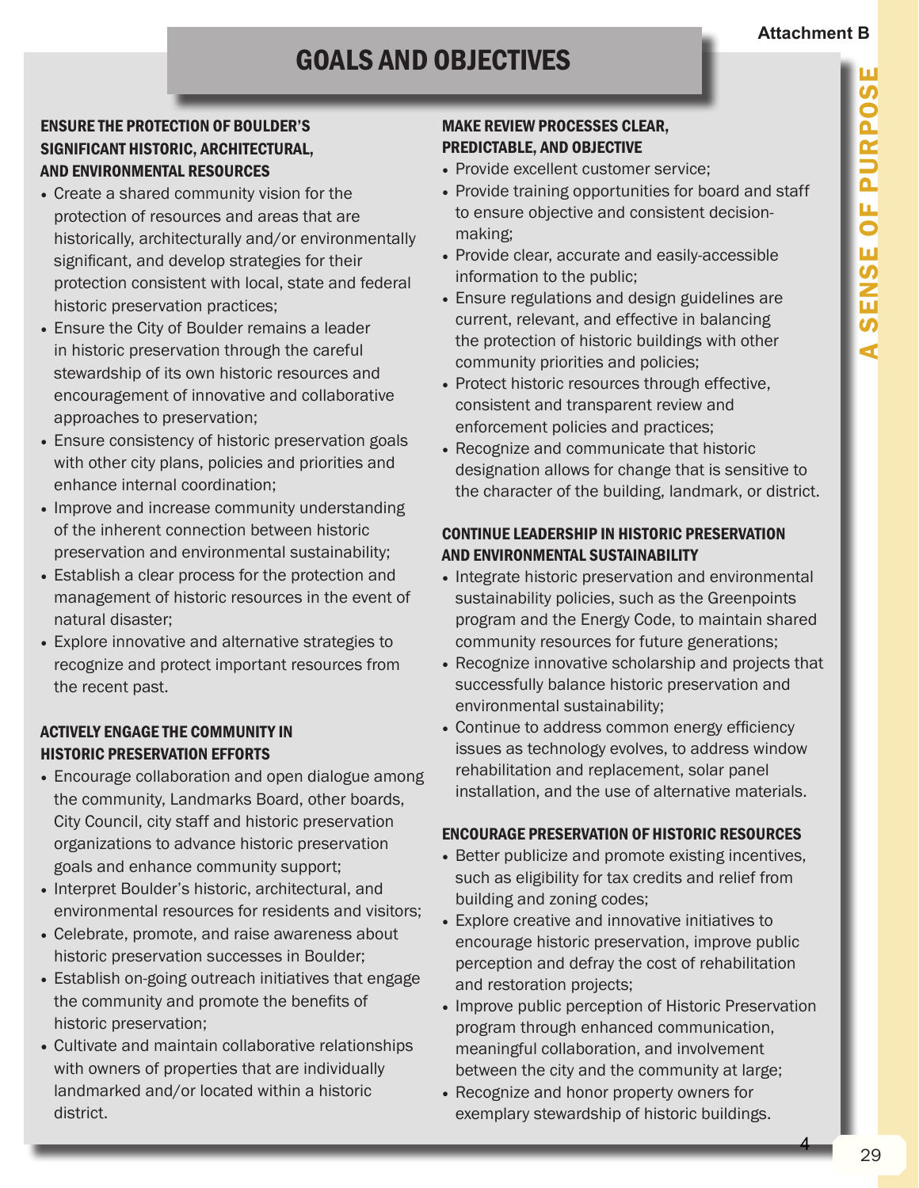# GOALS AND OBJECTIVES

### ENSURE THE PROTECTION OF BOULDER'S SIGNIFICANT HISTORIC, ARCHITECTURAL, AND ENVIRONMENTAL RESOURCES

- Create a shared community vision for the protection of resources and areas that are historically, architecturally and/or environmentally significant, and develop strategies for their protection consistent with local, state and federal historic preservation practices;
- Ensure the City of Boulder remains a leader in historic preservation through the careful stewardship of its own historic resources and encouragement of innovative and collaborative approaches to preservation;
- Ensure consistency of historic preservation goals with other city plans, policies and priorities and enhance internal coordination;
- Improve and increase community understanding of the inherent connection between historic preservation and environmental sustainability;
- Establish a clear process for the protection and management of historic resources in the event of natural disaster;
- Explore innovative and alternative strategies to recognize and protect important resources from the recent past.

### ACTIVELY ENGAGE THE COMMUNITY IN HISTORIC PRESERVATION EFFORTS

- Encourage collaboration and open dialogue among the community, Landmarks Board, other boards, City Council, city staff and historic preservation organizations to advance historic preservation goals and enhance community support;
- Interpret Boulder's historic, architectural, and environmental resources for residents and visitors;
- Celebrate, promote, and raise awareness about historic preservation successes in Boulder;
- Establish on-going outreach initiatives that engage the community and promote the benefits of historic preservation;
- Cultivate and maintain collaborative relationships with owners of properties that are individually landmarked and/or located within a historic district.

### MAKE REVIEW PROCESSES CLEAR, PREDICTABLE, AND OBJECTIVE

- Provide excellent customer service;
- Provide training opportunities for board and staff to ensure objective and consistent decision-making;
- Provide clear, accurate and easily-accessible information to the public;
- Ensure regulations and design guidelines are current, relevant, and effective in balancing the protection of historic buildings with other community priorities and policies;
- Protect historic resources through effective, consistent and transparent review and enforcement policies and practices;
- Recognize and communicate that historic designation allows for change that is sensitive to the character of the building, landmark, or district.

### CONTINUE LEADERSHIP IN HISTORIC PRESERVATION AND ENVIRONMENTAL SUSTAINABILITY

- Integrate historic preservation and environmental sustainability policies, such as the Greenpoints program and the Energy Code, to maintain shared community resources for future generations;
- Recognize innovative scholarship and projects that successfully balance historic preservation and environmental sustainability;
- Continue to address common energy efficiency issues as technology evolves, to address window rehabilitation and replacement, solar panel installation, and the use of alternative materials.

### ENCOURAGE PRESERVATION OF HISTORIC RESOURCES

- Better publicize and promote existing incentives, such as eligibility for tax credits and relief from building and zoning codes;
- Explore creative and innovative initiatives to encourage historic preservation, improve public perception and defray the cost of rehabilitation and restoration projects;
- Improve public perception of Historic Preservation program through enhanced communication, meaningful collaboration, and involvement between the city and the community at large;
- Recognize and honor property owners for exemplary stewardship of historic buildings.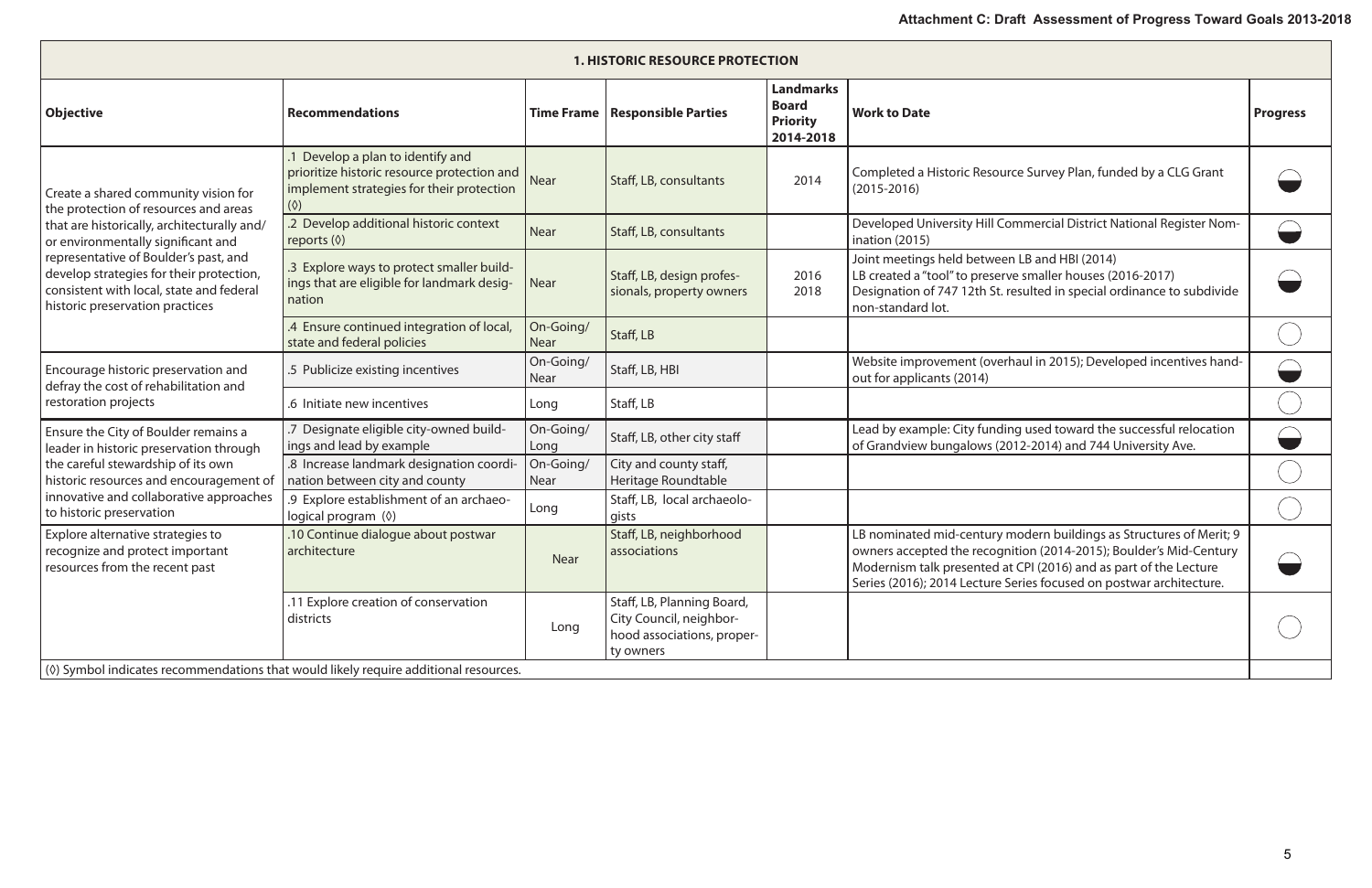## 1. HISTORIC RESOURCE PROTECTION

| Objective | Recommendations | Time Frame | Responsible Parties | Landmarks Board Priority 2014-2018 | Work to Date | Progress |
|---|---|---|---|---|---|---|
| Create a shared community vision for the protection of resources and areas that are historically, architecturally and/or environmentally significant and representative of Boulder's past, and develop strategies for their protection, consistent with local, state and federal historic preservation practices | .1 Develop a plan to identify and prioritize historic resource protection and implement strategies for their protection (◊) | Near | Staff, LB, consultants | 2014 | Completed a Historic Resource Survey Plan, funded by a CLG Grant (2015-2016) | ◒ |
| | .2 Develop additional historic context reports (◊) | Near | Staff, LB, consultants | | Developed University Hill Commercial District National Register Nomination (2015) | ◒ |
| | .3 Explore ways to protect smaller buildings that are eligible for landmark designation | Near | Staff, LB, design professionals, property owners | 2016 2018 | Joint meetings held between LB and HBI (2014) LB created a "tool" to preserve smaller houses (2016-2017) Designation of 747 12th St. resulted in special ordinance to subdivide non-standard lot. | ◒ |
| | .4 Ensure continued integration of local, state and federal policies | On-Going/ Near | Staff, LB | | | ○ |
| Encourage historic preservation and defray the cost of rehabilitation and restoration projects | .5 Publicize existing incentives | On-Going/ Near | Staff, LB, HBI | | Website improvement (overhaul in 2015); Developed incentives handout for applicants (2014) | ◒ |
| | .6 Initiate new incentives | Long | Staff, LB | | | ○ |
| Ensure the City of Boulder remains a leader in historic preservation through the careful stewardship of its own historic resources and encouragement of innovative and collaborative approaches to historic preservation | .7 Designate eligible city-owned buildings and lead by example | On-Going/ Long | Staff, LB, other city staff | | Lead by example: City funding used toward the successful relocation of Grandview bungalows (2012-2014) and 744 University Ave. | ◒ |
| | .8 Increase landmark designation coordination between city and county | On-Going/ Near | City and county staff, Heritage Roundtable | | | ○ |
| | .9 Explore establishment of an archaeological program (◊) | Long | Staff, LB, local archaeologists | | | ○ |
| Explore alternative strategies to recognize and protect important resources from the recent past | .10 Continue dialogue about postwar architecture | Near | Staff, LB, neighborhood associations | | LB nominated mid-century modern buildings as Structures of Merit; 9 owners accepted the recognition (2014-2015); Boulder's Mid-Century Modernism talk presented at CPI (2016) and as part of the Lecture Series (2016); 2014 Lecture Series focused on postwar architecture. | ◒ |
| | .11 Explore creation of conservation districts | Long | Staff, LB, Planning Board, City Council, neighborhood associations, property owners | | | ○ |

(◊) Symbol indicates recommendations that would likely require additional resources.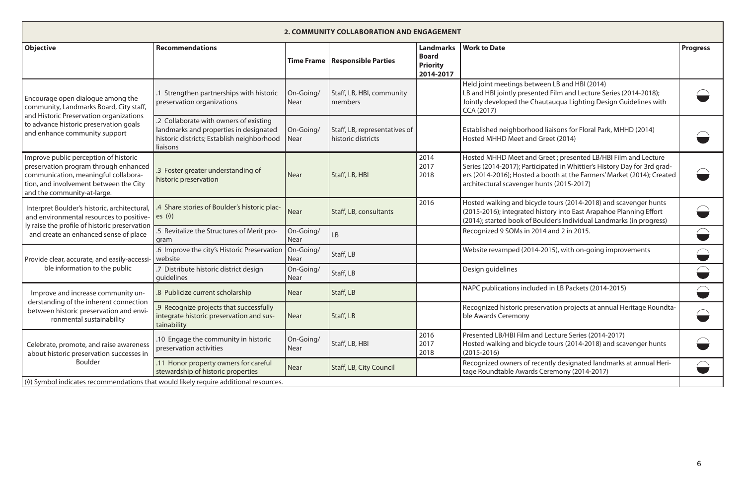| 2. COMMUNITY COLLABORATION AND ENGAGEMENT | | | | | | |
|---|---|---|---|---|---|---|
| **Objective** | **Recommendations** | **Time Frame** | **Responsible Parties** | **Landmarks Board Priority 2014-2017** | **Work to Date** | **Progress** |
| Encourage open dialogue among the community, Landmarks Board, City staff, and Historic Preservation organizations to advance historic preservation goals and enhance community support | .1 Strengthen partnerships with historic preservation organizations | On-Going/ Near | Staff, LB, HBI, community members | | Held joint meetings between LB and HBI (2014)<br>LB and HBI jointly presented Film and Lecture Series (2014-2018); Jointly developed the Chautauqua Lighting Design Guidelines with CCA (2017) | ◒ |
| | .2 Collaborate with owners of existing landmarks and properties in designated historic districts; Establish neighborhood liaisons | On-Going/ Near | Staff, LB, representatives of historic districts | | Established neighborhood liaisons for Floral Park, MHHD (2014)<br>Hosted MHHD Meet and Greet (2014) | ◒ |
| Improve public perception of historic preservation program through enhanced communication, meaningful collaboration, and involvement between the City and the community-at-large. | .3 Foster greater understanding of historic preservation | Near | Staff, LB, HBI | 2014<br>2017<br>2018 | Hosted MHHD Meet and Greet ; presented LB/HBI Film and Lecture Series (2014-2017); Participated in Whittier's History Day for 3rd graders (2014-2016); Hosted a booth at the Farmers' Market (2014); Created architectural scavenger hunts (2015-2017) | ◒ |
| Interpret Boulder's historic, architectural, and environmental resources to positively raise the profile of historic preservation and create an enhanced sense of place | .4 Share stories of Boulder's historic places (◊) | Near | Staff, LB, consultants | 2016 | Hosted walking and bicycle tours (2014-2018) and scavenger hunts (2015-2016); integrated history into East Arapahoe Planning Effort (2014); started book of Boulder's Individual Landmarks (in progress) | ◒ |
| | .5 Revitalize the Structures of Merit program | On-Going/ Near | LB | | Recognized 9 SOMs in 2014 and 2 in 2015. | ◒ |
| Provide clear, accurate, and easily-accessible information to the public | .6 Improve the city's Historic Preservation website | On-Going/ Near | Staff, LB | | Website revamped (2014-2015), with on-going improvements | ◒ |
| | .7 Distribute historic district design guidelines | On-Going/ Near | Staff, LB | | Design guidelines | ◒ |
| Improve and increase community understanding of the inherent connection between historic preservation and environmental sustainability | .8 Publicize current scholarship | Near | Staff, LB | | NAPC publications included in LB Packets (2014-2015) | ◒ |
| | .9 Recognize projects that successfully integrate historic preservation and sustainability | Near | Staff, LB | | Recognized historic preservation projects at annual Heritage Roundtable Awards Ceremony | ◒ |
| Celebrate, promote, and raise awareness about historic preservation successes in Boulder | .10 Engage the community in historic preservation activities | On-Going/ Near | Staff, LB, HBI | 2016<br>2017<br>2018 | Presented LB/HBI Film and Lecture Series (2014-2017)<br>Hosted walking and bicycle tours (2014-2018) and scavenger hunts (2015-2016) | ◒ |
| | .11 Honor property owners for careful stewardship of historic properties | Near | Staff, LB, City Council | | Recognized owners of recently designated landmarks at annual Heritage Roundtable Awards Ceremony (2014-2017) | ◒ |
| (◊) Symbol indicates recommendations that would likely require additional resources. | | | | | | |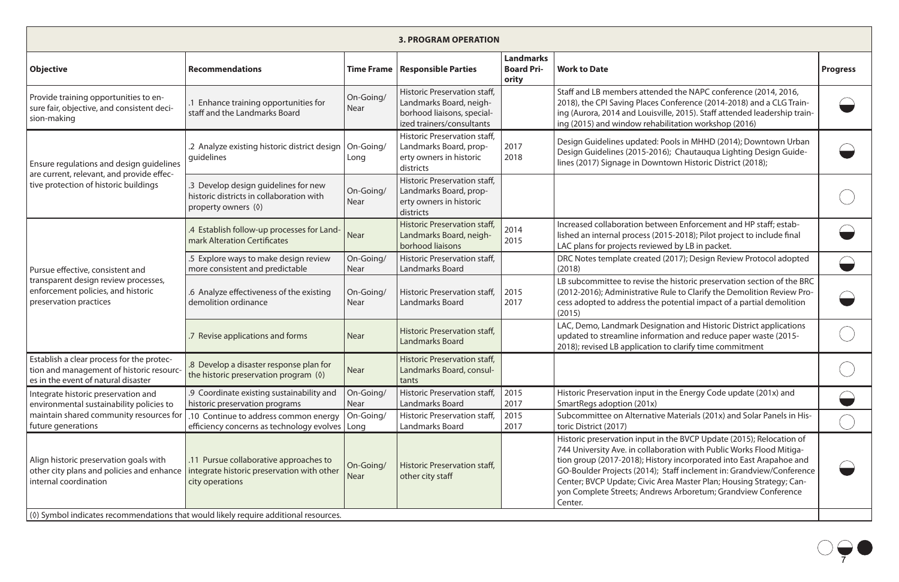| 3. PROGRAM OPERATION | | | | | | |
|---|---|---|---|---|---|---|
| **Objective** | **Recommendations** | **Time Frame** | **Responsible Parties** | **Landmarks Board Priority** | **Work to Date** | **Progress** |
| Provide training opportunities to ensure fair, objective, and consistent decision-making | .1 Enhance training opportunities for staff and the Landmarks Board | On-Going/ Near | Historic Preservation staff, Landmarks Board, neighborhood liaisons, specialized trainers/consultants | | Staff and LB members attended the NAPC conference (2014, 2016, 2018), the CPI Saving Places Conference (2014-2018) and a CLG Training (Aurora, 2014 and Louisville, 2015). Staff attended leadership training (2015) and window rehabilitation workshop (2016) | ◒ |
| Ensure regulations and design guidelines are current, relevant, and provide effective protection of historic buildings | .2 Analyze existing historic district design guidelines | On-Going/ Long | Historic Preservation staff, Landmarks Board, property owners in historic districts | 2017 2018 | Design Guidelines updated: Pools in MHHD (2014); Downtown Urban Design Guidelines (2015-2016); Chautauqua Lighting Design Guidelines (2017) Signage in Downtown Historic District (2018); | ◒ |
| | .3 Develop design guidelines for new historic districts in collaboration with property owners (◊) | On-Going/ Near | Historic Preservation staff, Landmarks Board, property owners in historic districts | | | ○ |
| Pursue effective, consistent and transparent design review processes, enforcement policies, and historic preservation practices | .4 Establish follow-up processes for Landmark Alteration Certificates | Near | Historic Preservation staff, Landmarks Board, neighborhood liaisons | 2014 2015 | Increased collaboration between Enforcement and HP staff; established an internal process (2015-2018); Pilot project to include final LAC plans for projects reviewed by LB in packet. | ◒ |
| | .5 Explore ways to make design review more consistent and predictable | On-Going/ Near | Historic Preservation staff, Landmarks Board | | DRC Notes template created (2017); Design Review Protocol adopted (2018) | ◒ |
| | .6 Analyze effectiveness of the existing demolition ordinance | On-Going/ Near | Historic Preservation staff, Landmarks Board | 2015 2017 | LB subcommittee to revise the historic preservation section of the BRC (2012-2016); Administrative Rule to Clarify the Demolition Review Process adopted to address the potential impact of a partial demolition (2015) | ◒ |
| | .7 Revise applications and forms | Near | Historic Preservation staff, Landmarks Board | | LAC, Demo, Landmark Designation and Historic District applications updated to streamline information and reduce paper waste (2015-2018); revised LB application to clarify time commitment | ○ |
| Establish a clear process for the protection and management of historic resources in the event of natural disaster | .8 Develop a disaster response plan for the historic preservation program (◊) | Near | Historic Preservation staff, Landmarks Board, consultants | | | ○ |
| Integrate historic preservation and environmental sustainability policies to maintain shared community resources for future generations | .9 Coordinate existing sustainability and historic preservation programs | On-Going/ Near | Historic Preservation staff, Landmarks Board | 2015 2017 | Historic Preservation input in the Energy Code update (201x) and SmartRegs adoption (201x) | ◒ |
| | .10 Continue to address common energy efficiency concerns as technology evolves | On-Going/ Long | Historic Preservation staff, Landmarks Board | 2015 2017 | Subcommittee on Alternative Materials (201x) and Solar Panels in Historic District (2017) | ○ |
| Align historic preservation goals with other city plans and policies and enhance internal coordination | .11 Pursue collaborative approaches to integrate historic preservation with other city operations | On-Going/ Near | Historic Preservation staff, other city staff | | Historic preservation input in the BVCP Update (2015); Relocation of 744 University Ave. in collaboration with Public Works Flood Mitigation group (2017-2018); History incorporated into East Arapahoe and GO-Boulder Projects (2014); Staff inclement in: Grandview/Conference Center; BVCP Update; Civic Area Master Plan; Housing Strategy; Canyon Complete Streets; Andrews Arboretum; Grandview Conference Center. | ◒ |
| (◊) Symbol indicates recommendations that would likely require additional resources. | | | | | | |